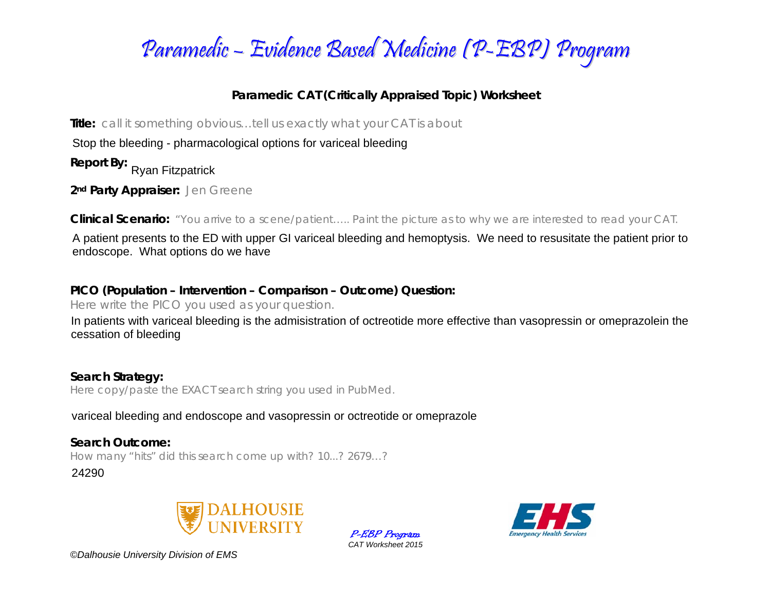# Paramedic – Evidence Based Medicine (P-EBP) Program

## Paramedic CAT (Critically Appraised Topic) Worksheet

**Title:** call it something obvious…tell us exactly what your CAT is about

Stop the bleeding - pharmacological options for variceal bleeding

**Report By:** Ryan Fitzpatrick

**2nd Party Appraiser:** Jen Greene

**Clinical Scenario:** "You arrive to a scene/patient….. Paint the picture as to why we are interested to read your CAT.

A patient presents to the ED with upper GI variceal bleeding and hemoptysis. We need to resusitate the patient prior to endoscope. What options do we have

**PICO (Population – Intervention – Comparison – Outcome) Question:**

Here write the PICO you used as your question.

In patients with variceal bleeding is the admisistration of octreotide more effective than vasopressin or omeprazolein the cessation of bleeding

**Search Strategy:**

Here copy/paste the EXACT search string you used in PubMed.

variceal bleeding and endoscope and vasopressin or octreotide or omeprazole

**Search Outcome:**

How many "hits" did this search come up with? 10...? 2679…?

24290

DALHOUSIE UNIVERSITY

*P-EBP Program*
*CAT Worksheet 2015*

EHS Emergency Health Services

*©Dalhousie University Division of EMS*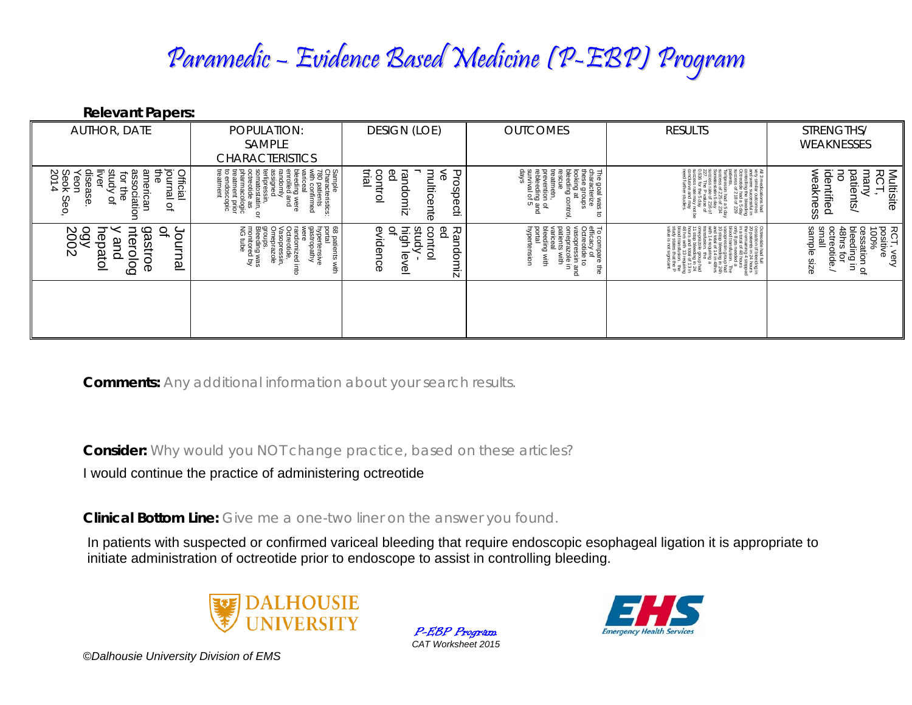# Paramedic – Evidence Based Medicine (P-EBP) Program

**Relevant Papers:**

| AUTHOR, DATE | POPULATION: SAMPLE CHARACTERISTICS | DESIGN (LOE) | OUTCOMES | RESULTS | STRENGTHS/ WEAKNESSES |
|---|---|---|---|---|---|
| Official journal of the american association for the study of liver disease. Yeon Seok Seo, 2014 | Sample Characteristics: 780 patients with confirmed variceal bleeding were enrolled and randomly assigned terlipressin, somatostatin, or octreotide as pharmacologic treatment prior to endoscopic treatment | Prospective multicenter randomized control trial | The goal was to characterize these groups looking at bleeding control, rescue treatment, prevention of rebleeding and survival of 5 days | All 3 medications had very similar outcomes and were successful in controlling the bleeding. Octreotide had a 5 day success of 218 of 229 patients. Terlipressin had a 5 day success of 226 of 234. Somatostatin had a 5 day success rate of 216 of 227. The P value of 0.638 for the 5 day success rate may not be conclusive and may need further studies. | Multisite RCT, many patients/ no identified weakness |
| Journal of gastroenterology and hepatology 2002 | 68 patients with portal hypertensive gastropathy were randomized into Octreotide, Vasopressin, Omeprazole groups. Bleeding was monitored by NG tube | Randomized control study - high level of evidence | To compare the efficacy of Octreotide to vasopressin and omeprazole in patients with variceal bleeding with portal hypertension | Octreotide had full cessation of bleeding in 20 patients in 24 hours the remaining 4 stopped in total of 48 hours. only 8 pts needed a blood transfusion. The vasopressin group had 10 stop bleeding in 24h and total of 14 in 48hrs with 14 requiring a transfusion. the omeprazole group had 11 stop bleeding in 24 hours and total of 13 in 48 hrs with 13 requiring blood transfusion. the study states that the P value is not significant. | RCT, very positive 100% cessation of bleeding in 48hrs for octreotide./ small sample size |
| | | | | | |

**Comments:** Any additional information about your search results.

**Consider:** Why would you NOT change practice, based on these articles?

I would continue the practice of administering octreotide

**Clinical Bottom Line:** Give me a one-two liner on the answer you found.

In patients with suspected or confirmed variceal bleeding that require endoscopic esophageal ligation it is appropriate to initiate administration of octreotide prior to endoscope to assist in controlling bleeding.

*P-EBP Program*
*CAT Worksheet 2015*

*©Dalhousie University Division of EMS*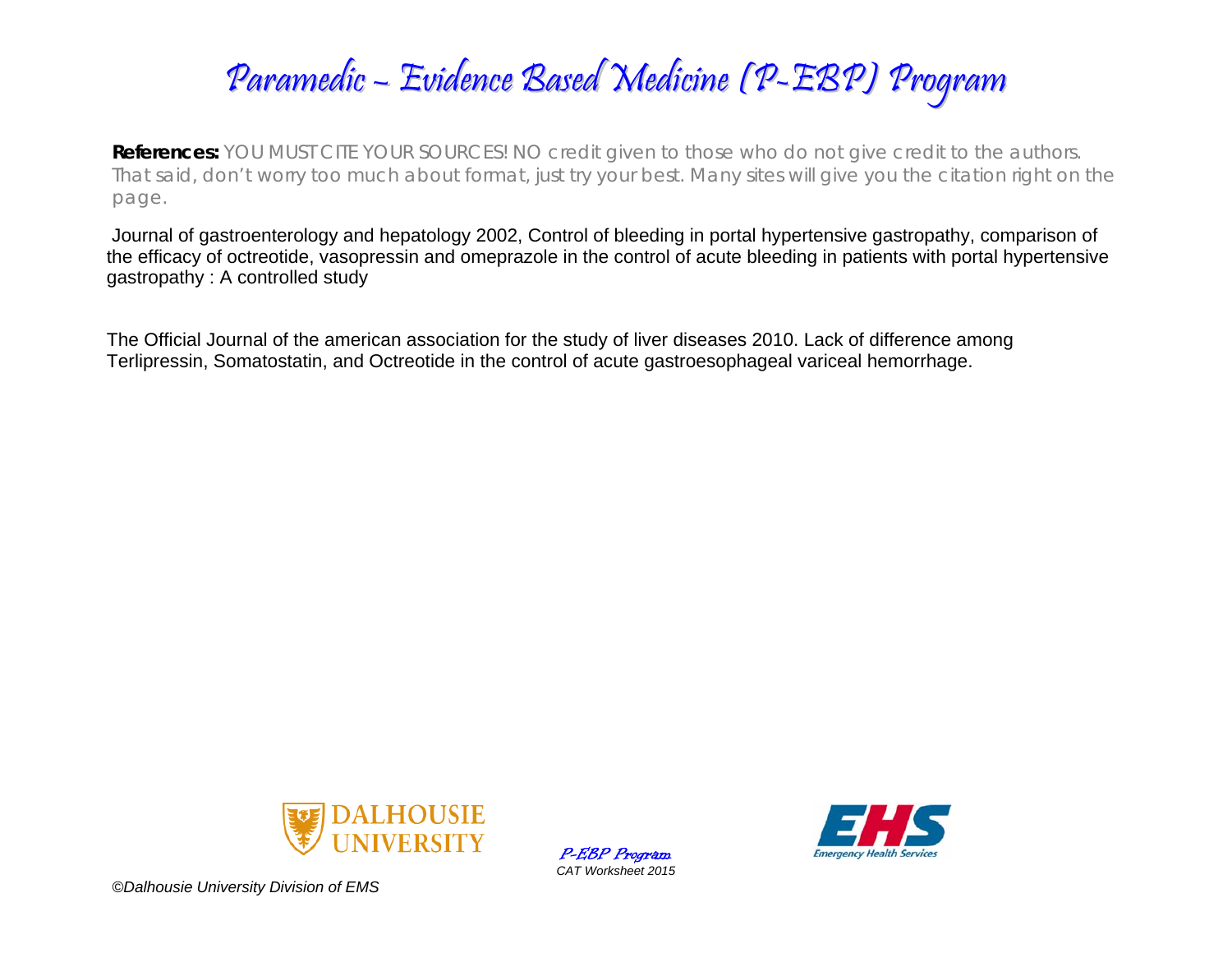**References:** YOU MUST CITE YOUR SOURCES! NO credit given to those who do not give credit to the authors. That said, don't worry too much about format, just try your best. Many sites will give you the citation right on the page.

Journal of gastroenterology and hepatology 2002, Control of bleeding in portal hypertensive gastropathy, comparison of the efficacy of octreotide, vasopressin and omeprazole in the control of acute bleeding in patients with portal hypertensive gastropathy : A controlled study

The Official Journal of the american association for the study of liver diseases 2010. Lack of difference among Terlipressin, Somatostatin, and Octreotide in the control of acute gastroesophageal variceal hemorrhage.